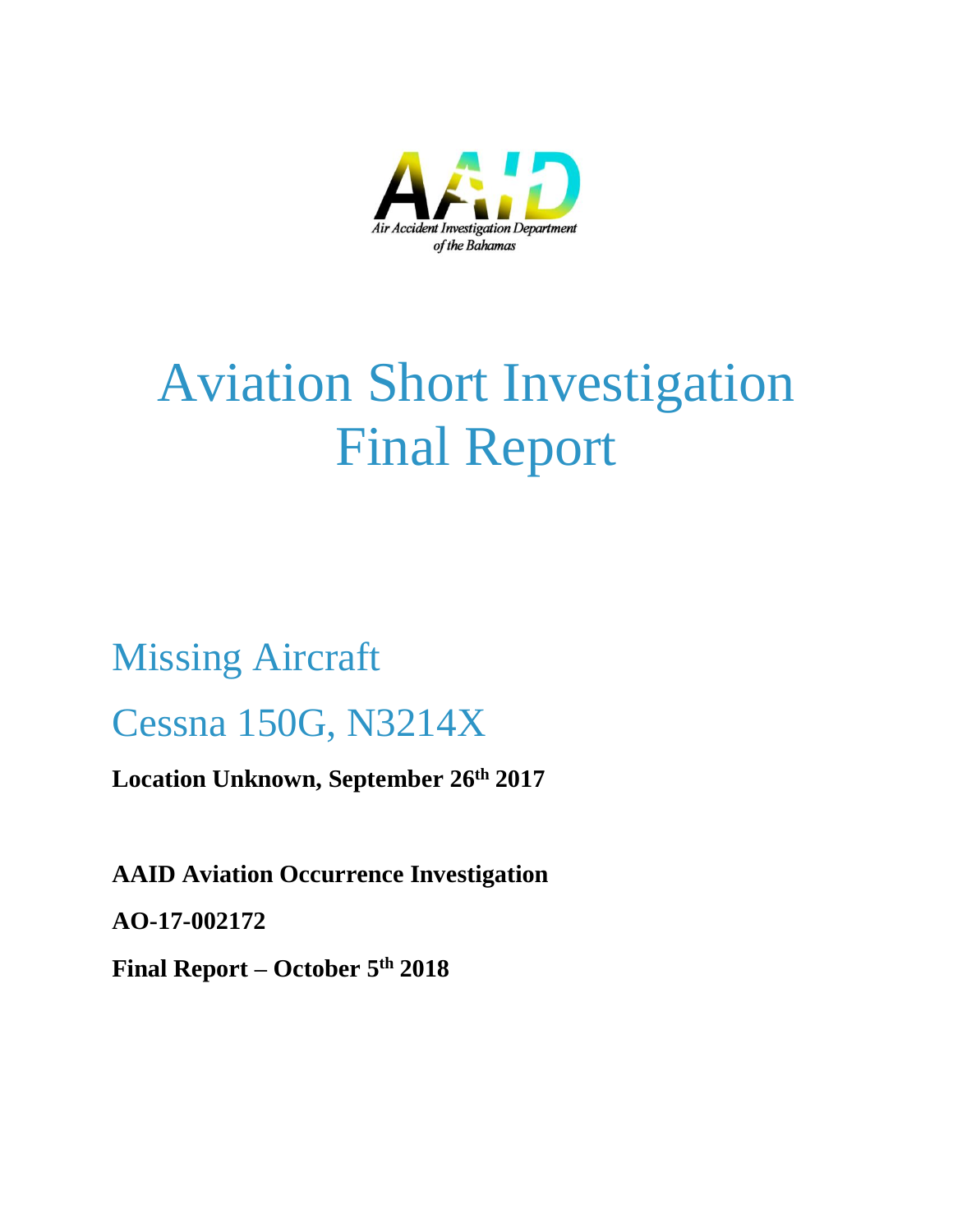AAID

Air Accident Investigation Department of the Bahamas

# Aviation Short Investigation Final Report

## Missing Aircraft

## Cessna 150G, N3214X

**Location Unknown, September 26th 2017**

**AAID Aviation Occurrence Investigation**

**AO-17-002172**

**Final Report – October 5th 2018**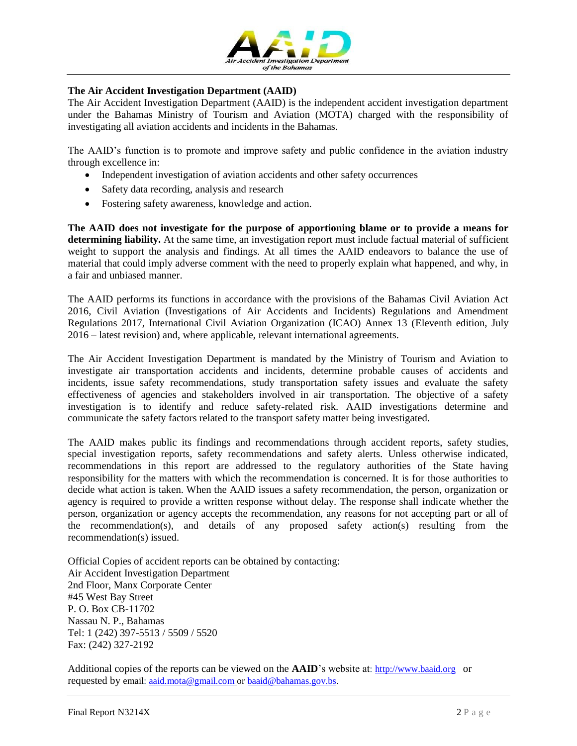## The Air Accident Investigation Department (AAID)

The Air Accident Investigation Department (AAID) is the independent accident investigation department under the Bahamas Ministry of Tourism and Aviation (MOTA) charged with the responsibility of investigating all aviation accidents and incidents in the Bahamas.

The AAID's function is to promote and improve safety and public confidence in the aviation industry through excellence in:

- Independent investigation of aviation accidents and other safety occurrences
- Safety data recording, analysis and research
- Fostering safety awareness, knowledge and action.

**The AAID does not investigate for the purpose of apportioning blame or to provide a means for determining liability.** At the same time, an investigation report must include factual material of sufficient weight to support the analysis and findings. At all times the AAID endeavors to balance the use of material that could imply adverse comment with the need to properly explain what happened, and why, in a fair and unbiased manner.

The AAID performs its functions in accordance with the provisions of the Bahamas Civil Aviation Act 2016, Civil Aviation (Investigations of Air Accidents and Incidents) Regulations and Amendment Regulations 2017, International Civil Aviation Organization (ICAO) Annex 13 (Eleventh edition, July 2016 – latest revision) and, where applicable, relevant international agreements.

The Air Accident Investigation Department is mandated by the Ministry of Tourism and Aviation to investigate air transportation accidents and incidents, determine probable causes of accidents and incidents, issue safety recommendations, study transportation safety issues and evaluate the safety effectiveness of agencies and stakeholders involved in air transportation. The objective of a safety investigation is to identify and reduce safety-related risk. AAID investigations determine and communicate the safety factors related to the transport safety matter being investigated.

The AAID makes public its findings and recommendations through accident reports, safety studies, special investigation reports, safety recommendations and safety alerts. Unless otherwise indicated, recommendations in this report are addressed to the regulatory authorities of the State having responsibility for the matters with which the recommendation is concerned. It is for those authorities to decide what action is taken. When the AAID issues a safety recommendation, the person, organization or agency is required to provide a written response without delay. The response shall indicate whether the person, organization or agency accepts the recommendation, any reasons for not accepting part or all of the recommendation(s), and details of any proposed safety action(s) resulting from the recommendation(s) issued.

Official Copies of accident reports can be obtained by contacting:
Air Accident Investigation Department
2nd Floor, Manx Corporate Center
#45 West Bay Street
P. O. Box CB-11702
Nassau N. P., Bahamas
Tel: 1 (242) 397-5513 / 5509 / 5520
Fax: (242) 327-2192

Additional copies of the reports can be viewed on the **AAID**'s website at: http://www.baaid.org or requested by email: aaid.mota@gmail.com or baaid@bahamas.gov.bs.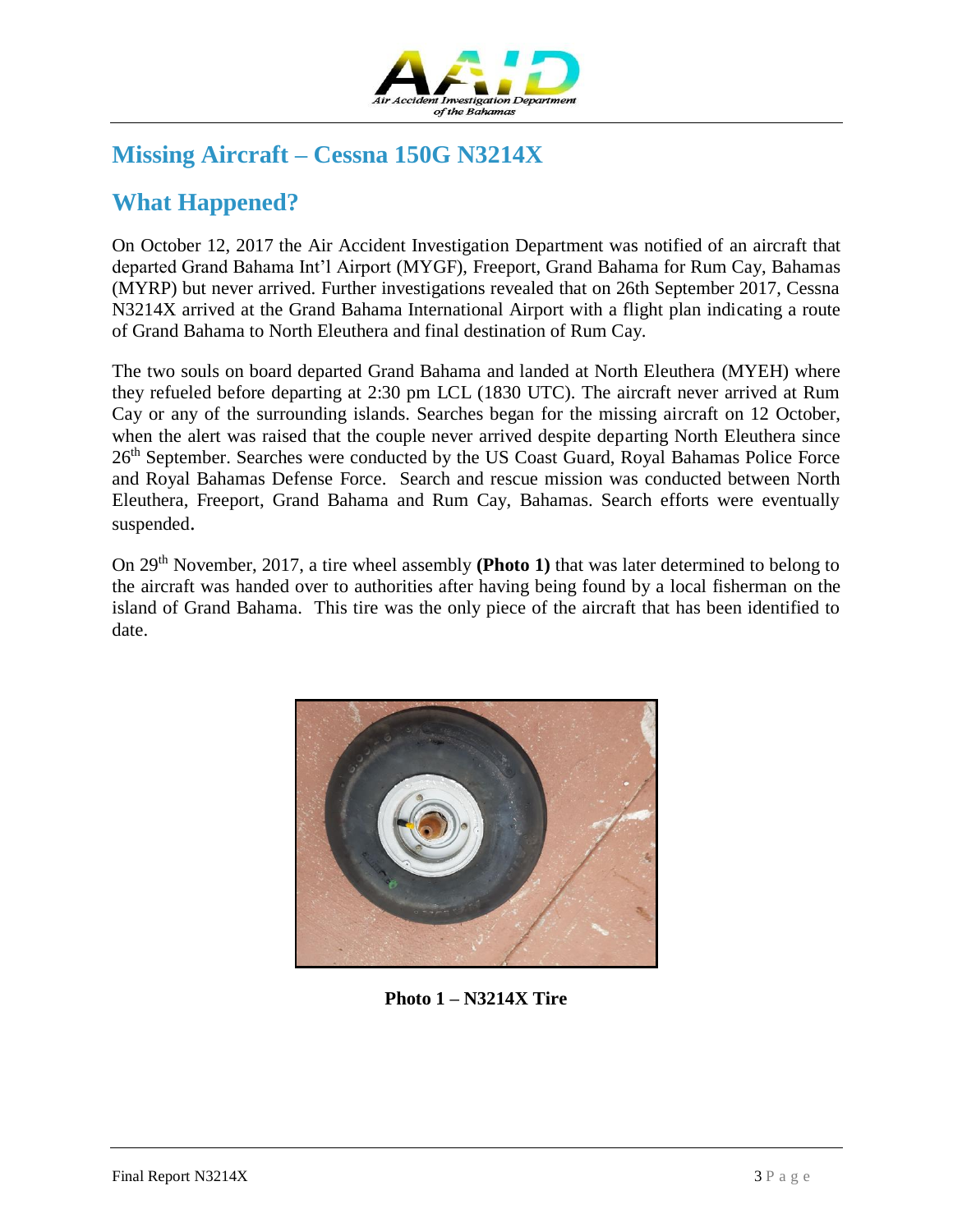# Missing Aircraft – Cessna 150G N3214X

## What Happened?

On October 12, 2017 the Air Accident Investigation Department was notified of an aircraft that departed Grand Bahama Int'l Airport (MYGF), Freeport, Grand Bahama for Rum Cay, Bahamas (MYRP) but never arrived. Further investigations revealed that on 26th September 2017, Cessna N3214X arrived at the Grand Bahama International Airport with a flight plan indicating a route of Grand Bahama to North Eleuthera and final destination of Rum Cay.

The two souls on board departed Grand Bahama and landed at North Eleuthera (MYEH) where they refueled before departing at 2:30 pm LCL (1830 UTC). The aircraft never arrived at Rum Cay or any of the surrounding islands. Searches began for the missing aircraft on 12 October, when the alert was raised that the couple never arrived despite departing North Eleuthera since 26th September. Searches were conducted by the US Coast Guard, Royal Bahamas Police Force and Royal Bahamas Defense Force. Search and rescue mission was conducted between North Eleuthera, Freeport, Grand Bahama and Rum Cay, Bahamas. Search efforts were eventually suspended.

On 29th November, 2017, a tire wheel assembly **(Photo 1)** that was later determined to belong to the aircraft was handed over to authorities after having being found by a local fisherman on the island of Grand Bahama. This tire was the only piece of the aircraft that has been identified to date.

**Photo 1 – N3214X Tire**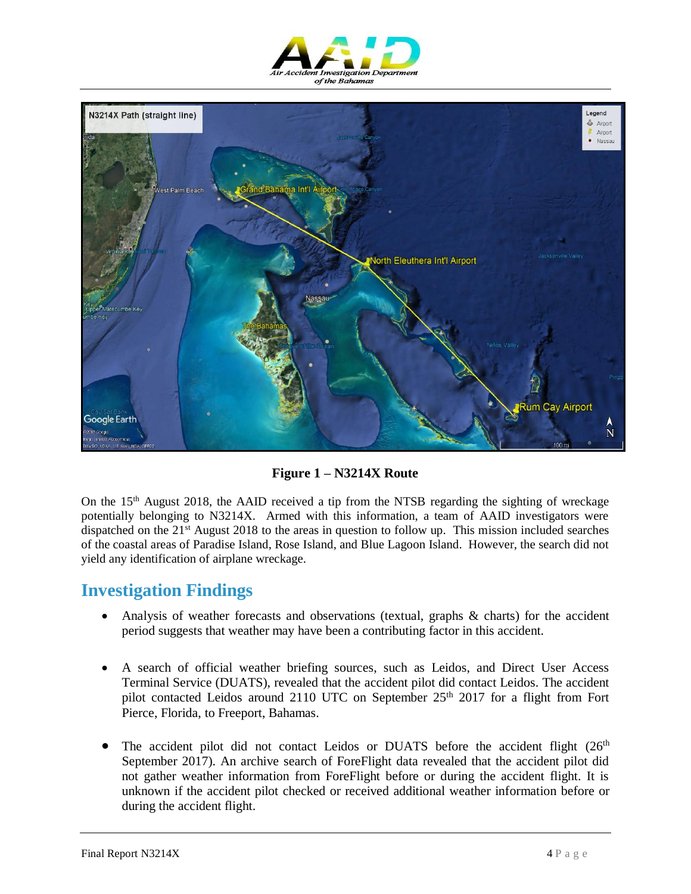**Figure 1 – N3214X Route**

On the 15th August 2018, the AAID received a tip from the NTSB regarding the sighting of wreckage potentially belonging to N3214X. Armed with this information, a team of AAID investigators were dispatched on the 21st August 2018 to the areas in question to follow up. This mission included searches of the coastal areas of Paradise Island, Rose Island, and Blue Lagoon Island. However, the search did not yield any identification of airplane wreckage.

## Investigation Findings

- Analysis of weather forecasts and observations (textual, graphs & charts) for the accident period suggests that weather may have been a contributing factor in this accident.

- A search of official weather briefing sources, such as Leidos, and Direct User Access Terminal Service (DUATS), revealed that the accident pilot did contact Leidos. The accident pilot contacted Leidos around 2110 UTC on September 25th 2017 for a flight from Fort Pierce, Florida, to Freeport, Bahamas.

- The accident pilot did not contact Leidos or DUATS before the accident flight (26th September 2017). An archive search of ForeFlight data revealed that the accident pilot did not gather weather information from ForeFlight before or during the accident flight. It is unknown if the accident pilot checked or received additional weather information before or during the accident flight.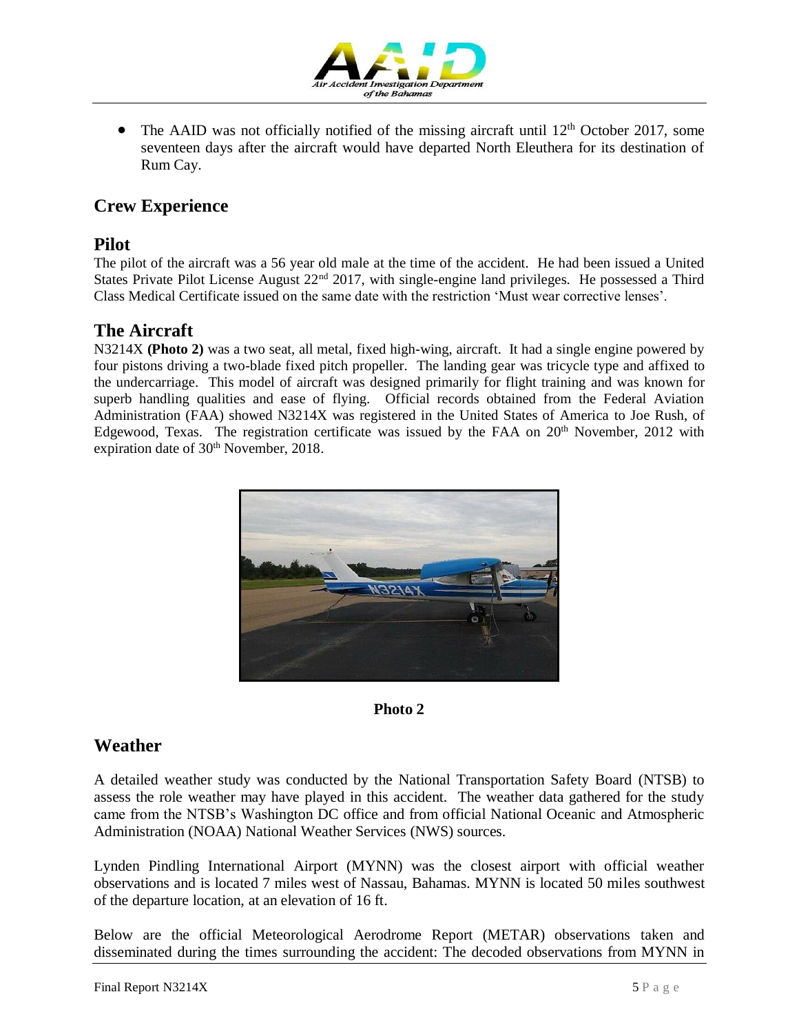- The AAID was not officially notified of the missing aircraft until 12th October 2017, some seventeen days after the aircraft would have departed North Eleuthera for its destination of Rum Cay.

## Crew Experience

## Pilot

The pilot of the aircraft was a 56 year old male at the time of the accident. He had been issued a United States Private Pilot License August 22nd 2017, with single-engine land privileges. He possessed a Third Class Medical Certificate issued on the same date with the restriction 'Must wear corrective lenses'.

## The Aircraft

N3214X **(Photo 2)** was a two seat, all metal, fixed high-wing, aircraft. It had a single engine powered by four pistons driving a two-blade fixed pitch propeller. The landing gear was tricycle type and affixed to the undercarriage. This model of aircraft was designed primarily for flight training and was known for superb handling qualities and ease of flying. Official records obtained from the Federal Aviation Administration (FAA) showed N3214X was registered in the United States of America to Joe Rush, of Edgewood, Texas. The registration certificate was issued by the FAA on 20th November, 2012 with expiration date of 30th November, 2018.

**Photo 2**

## Weather

A detailed weather study was conducted by the National Transportation Safety Board (NTSB) to assess the role weather may have played in this accident. The weather data gathered for the study came from the NTSB's Washington DC office and from official National Oceanic and Atmospheric Administration (NOAA) National Weather Services (NWS) sources.

Lynden Pindling International Airport (MYNN) was the closest airport with official weather observations and is located 7 miles west of Nassau, Bahamas. MYNN is located 50 miles southwest of the departure location, at an elevation of 16 ft.

Below are the official Meteorological Aerodrome Report (METAR) observations taken and disseminated during the times surrounding the accident: The decoded observations from MYNN in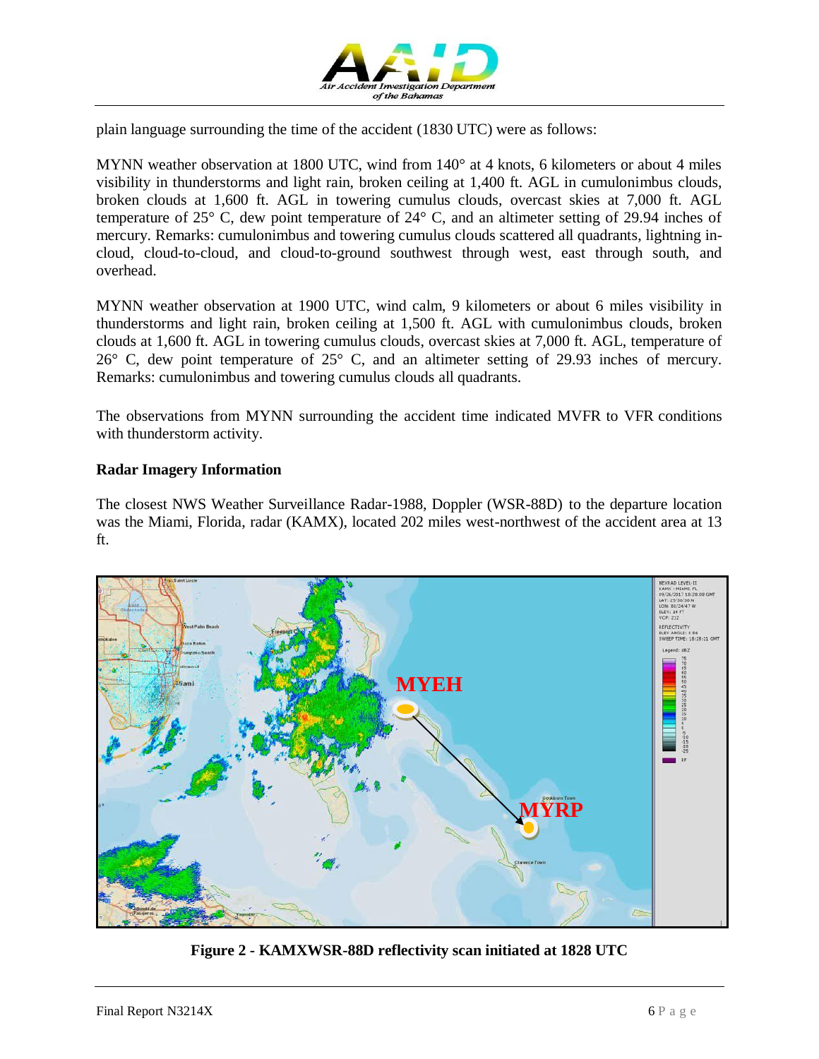plain language surrounding the time of the accident (1830 UTC) were as follows:

MYNN weather observation at 1800 UTC, wind from 140° at 4 knots, 6 kilometers or about 4 miles visibility in thunderstorms and light rain, broken ceiling at 1,400 ft. AGL in cumulonimbus clouds, broken clouds at 1,600 ft. AGL in towering cumulus clouds, overcast skies at 7,000 ft. AGL temperature of 25° C, dew point temperature of 24° C, and an altimeter setting of 29.94 inches of mercury. Remarks: cumulonimbus and towering cumulus clouds scattered all quadrants, lightning in-cloud, cloud-to-cloud, and cloud-to-ground southwest through west, east through south, and overhead.

MYNN weather observation at 1900 UTC, wind calm, 9 kilometers or about 6 miles visibility in thunderstorms and light rain, broken ceiling at 1,500 ft. AGL with cumulonimbus clouds, broken clouds at 1,600 ft. AGL in towering cumulus clouds, overcast skies at 7,000 ft. AGL, temperature of 26° C, dew point temperature of 25° C, and an altimeter setting of 29.93 inches of mercury. Remarks: cumulonimbus and towering cumulus clouds all quadrants.

The observations from MYNN surrounding the accident time indicated MVFR to VFR conditions with thunderstorm activity.

**Radar Imagery Information**

The closest NWS Weather Surveillance Radar-1988, Doppler (WSR-88D) to the departure location was the Miami, Florida, radar (KAMX), located 202 miles west-northwest of the accident area at 13 ft.

**Figure 2 - KAMXWSR-88D reflectivity scan initiated at 1828 UTC**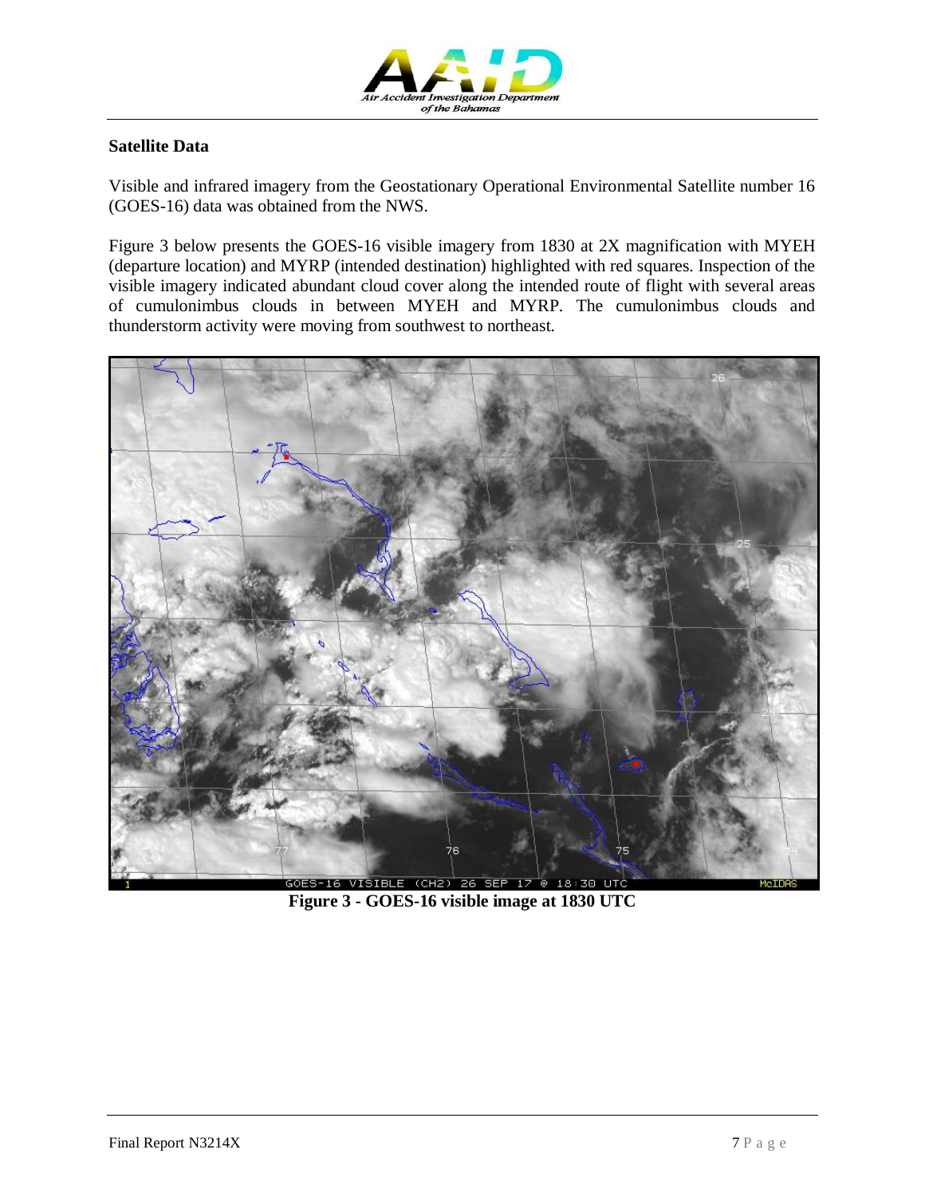## Satellite Data

Visible and infrared imagery from the Geostationary Operational Environmental Satellite number 16 (GOES-16) data was obtained from the NWS.

Figure 3 below presents the GOES-16 visible imagery from 1830 at 2X magnification with MYEH (departure location) and MYRP (intended destination) highlighted with red squares. Inspection of the visible imagery indicated abundant cloud cover along the intended route of flight with several areas of cumulonimbus clouds in between MYEH and MYRP. The cumulonimbus clouds and thunderstorm activity were moving from southwest to northeast.

**Figure 3 - GOES-16 visible image at 1830 UTC**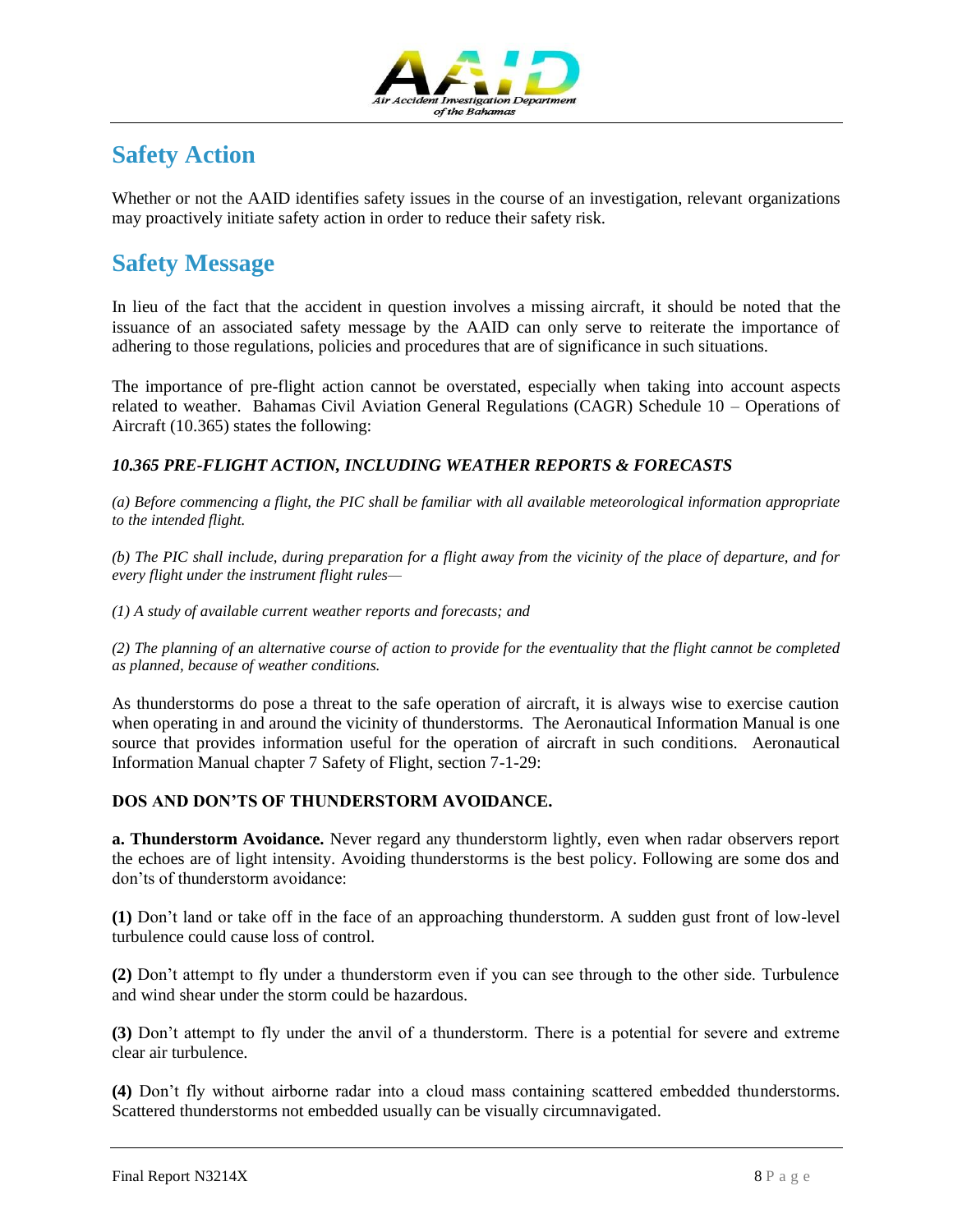## Safety Action

Whether or not the AAID identifies safety issues in the course of an investigation, relevant organizations may proactively initiate safety action in order to reduce their safety risk.

## Safety Message

In lieu of the fact that the accident in question involves a missing aircraft, it should be noted that the issuance of an associated safety message by the AAID can only serve to reiterate the importance of adhering to those regulations, policies and procedures that are of significance in such situations.

The importance of pre-flight action cannot be overstated, especially when taking into account aspects related to weather. Bahamas Civil Aviation General Regulations (CAGR) Schedule 10 – Operations of Aircraft (10.365) states the following:

***10.365 PRE-FLIGHT ACTION, INCLUDING WEATHER REPORTS & FORECASTS***

*(a) Before commencing a flight, the PIC shall be familiar with all available meteorological information appropriate to the intended flight.*

*(b) The PIC shall include, during preparation for a flight away from the vicinity of the place of departure, and for every flight under the instrument flight rules—*

*(1) A study of available current weather reports and forecasts; and*

*(2) The planning of an alternative course of action to provide for the eventuality that the flight cannot be completed as planned, because of weather conditions.*

As thunderstorms do pose a threat to the safe operation of aircraft, it is always wise to exercise caution when operating in and around the vicinity of thunderstorms. The Aeronautical Information Manual is one source that provides information useful for the operation of aircraft in such conditions. Aeronautical Information Manual chapter 7 Safety of Flight, section 7-1-29:

**DOS AND DON'TS OF THUNDERSTORM AVOIDANCE.**

**a. Thunderstorm Avoidance.** Never regard any thunderstorm lightly, even when radar observers report the echoes are of light intensity. Avoiding thunderstorms is the best policy. Following are some dos and don'ts of thunderstorm avoidance:

**(1)** Don't land or take off in the face of an approaching thunderstorm. A sudden gust front of low-level turbulence could cause loss of control.

**(2)** Don't attempt to fly under a thunderstorm even if you can see through to the other side. Turbulence and wind shear under the storm could be hazardous.

**(3)** Don't attempt to fly under the anvil of a thunderstorm. There is a potential for severe and extreme clear air turbulence.

**(4)** Don't fly without airborne radar into a cloud mass containing scattered embedded thunderstorms. Scattered thunderstorms not embedded usually can be visually circumnavigated.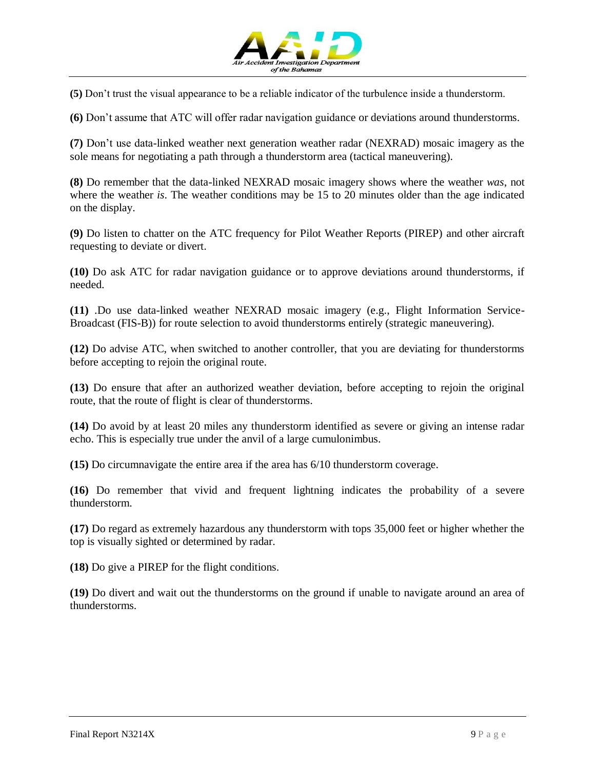**(5)** Don't trust the visual appearance to be a reliable indicator of the turbulence inside a thunderstorm.

**(6)** Don't assume that ATC will offer radar navigation guidance or deviations around thunderstorms.

**(7)** Don't use data-linked weather next generation weather radar (NEXRAD) mosaic imagery as the sole means for negotiating a path through a thunderstorm area (tactical maneuvering).

**(8)** Do remember that the data-linked NEXRAD mosaic imagery shows where the weather *was*, not where the weather *is*. The weather conditions may be 15 to 20 minutes older than the age indicated on the display.

**(9)** Do listen to chatter on the ATC frequency for Pilot Weather Reports (PIREP) and other aircraft requesting to deviate or divert.

**(10)** Do ask ATC for radar navigation guidance or to approve deviations around thunderstorms, if needed.

**(11)** .Do use data-linked weather NEXRAD mosaic imagery (e.g., Flight Information Service-Broadcast (FIS-B)) for route selection to avoid thunderstorms entirely (strategic maneuvering).

**(12)** Do advise ATC, when switched to another controller, that you are deviating for thunderstorms before accepting to rejoin the original route.

**(13)** Do ensure that after an authorized weather deviation, before accepting to rejoin the original route, that the route of flight is clear of thunderstorms.

**(14)** Do avoid by at least 20 miles any thunderstorm identified as severe or giving an intense radar echo. This is especially true under the anvil of a large cumulonimbus.

**(15)** Do circumnavigate the entire area if the area has 6/10 thunderstorm coverage.

**(16)** Do remember that vivid and frequent lightning indicates the probability of a severe thunderstorm.

**(17)** Do regard as extremely hazardous any thunderstorm with tops 35,000 feet or higher whether the top is visually sighted or determined by radar.

**(18)** Do give a PIREP for the flight conditions.

**(19)** Do divert and wait out the thunderstorms on the ground if unable to navigate around an area of thunderstorms.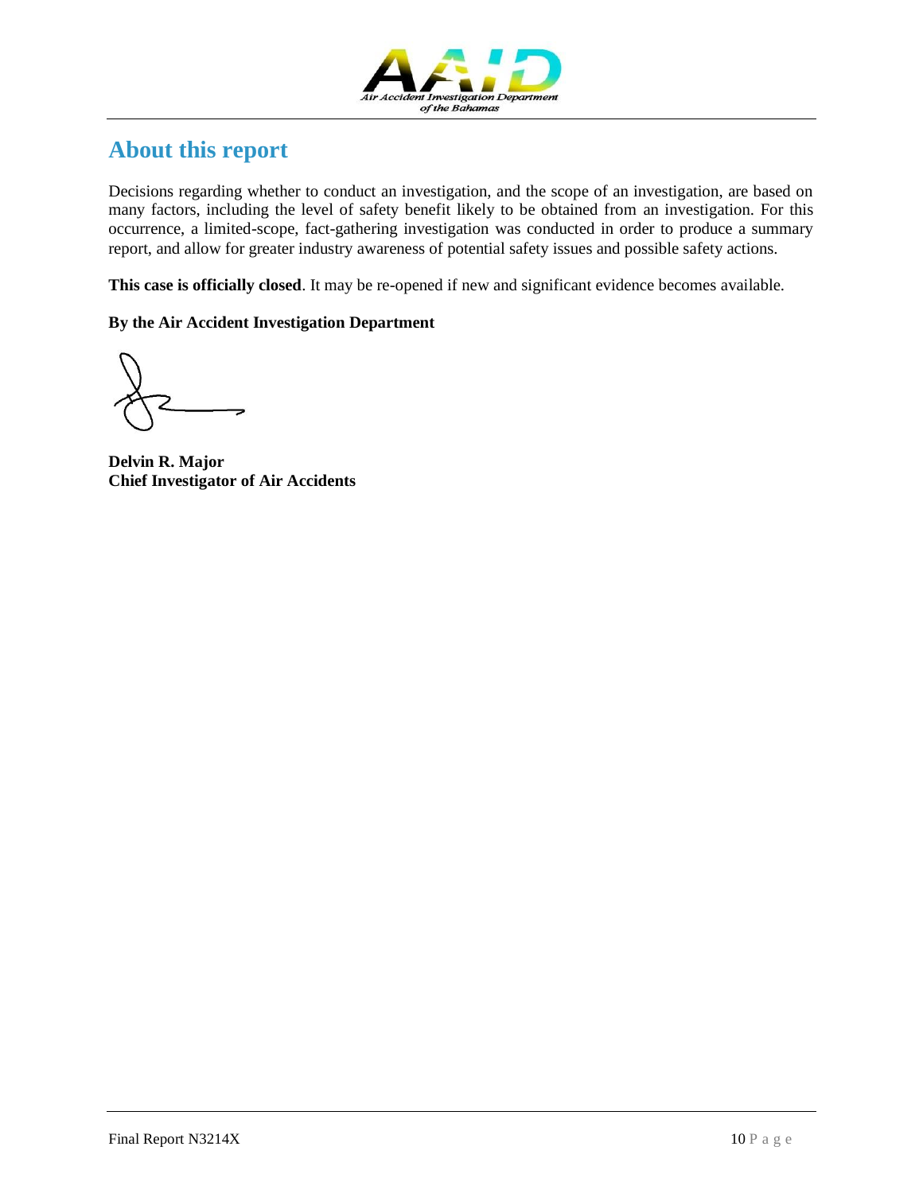## About this report

Decisions regarding whether to conduct an investigation, and the scope of an investigation, are based on many factors, including the level of safety benefit likely to be obtained from an investigation. For this occurrence, a limited-scope, fact-gathering investigation was conducted in order to produce a summary report, and allow for greater industry awareness of potential safety issues and possible safety actions.

**This case is officially closed**. It may be re-opened if new and significant evidence becomes available.

**By the Air Accident Investigation Department**

**Delvin R. Major**
**Chief Investigator of Air Accidents**